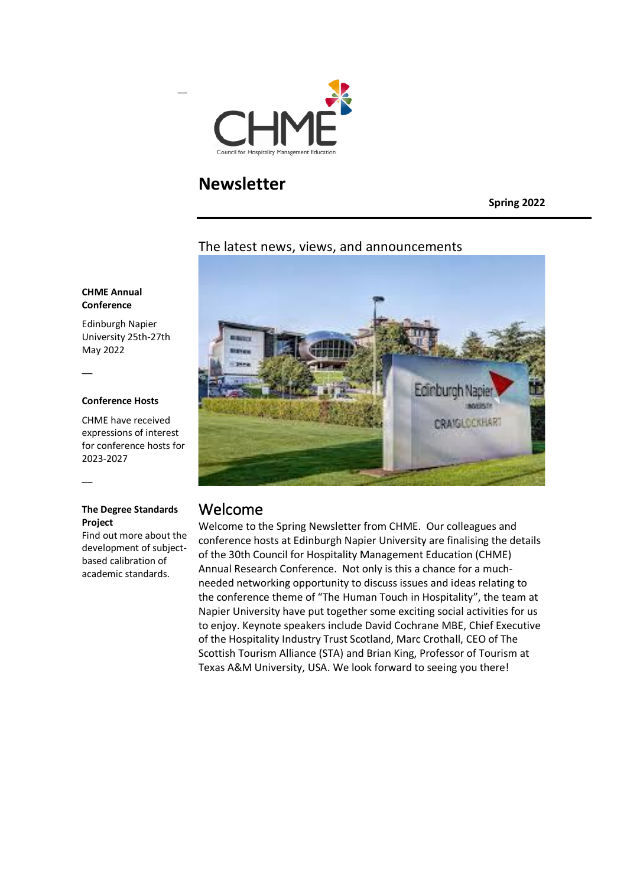# Newsletter

**Spring 2022**

The latest news, views, and announcements

**CHME Annual Conference**

Edinburgh Napier University 25th-27th May 2022

**Conference Hosts**

CHME have received expressions of interest for conference hosts for 2023-2027

**The Degree Standards Project**

Find out more about the development of subject-based calibration of academic standards.

## Welcome

Welcome to the Spring Newsletter from CHME. Our colleagues and conference hosts at Edinburgh Napier University are finalising the details of the 30th Council for Hospitality Management Education (CHME) Annual Research Conference. Not only is this a chance for a much-needed networking opportunity to discuss issues and ideas relating to the conference theme of "The Human Touch in Hospitality", the team at Napier University have put together some exciting social activities for us to enjoy. Keynote speakers include David Cochrane MBE, Chief Executive of the Hospitality Industry Trust Scotland, Marc Crothall, CEO of The Scottish Tourism Alliance (STA) and Brian King, Professor of Tourism at Texas A&M University, USA. We look forward to seeing you there!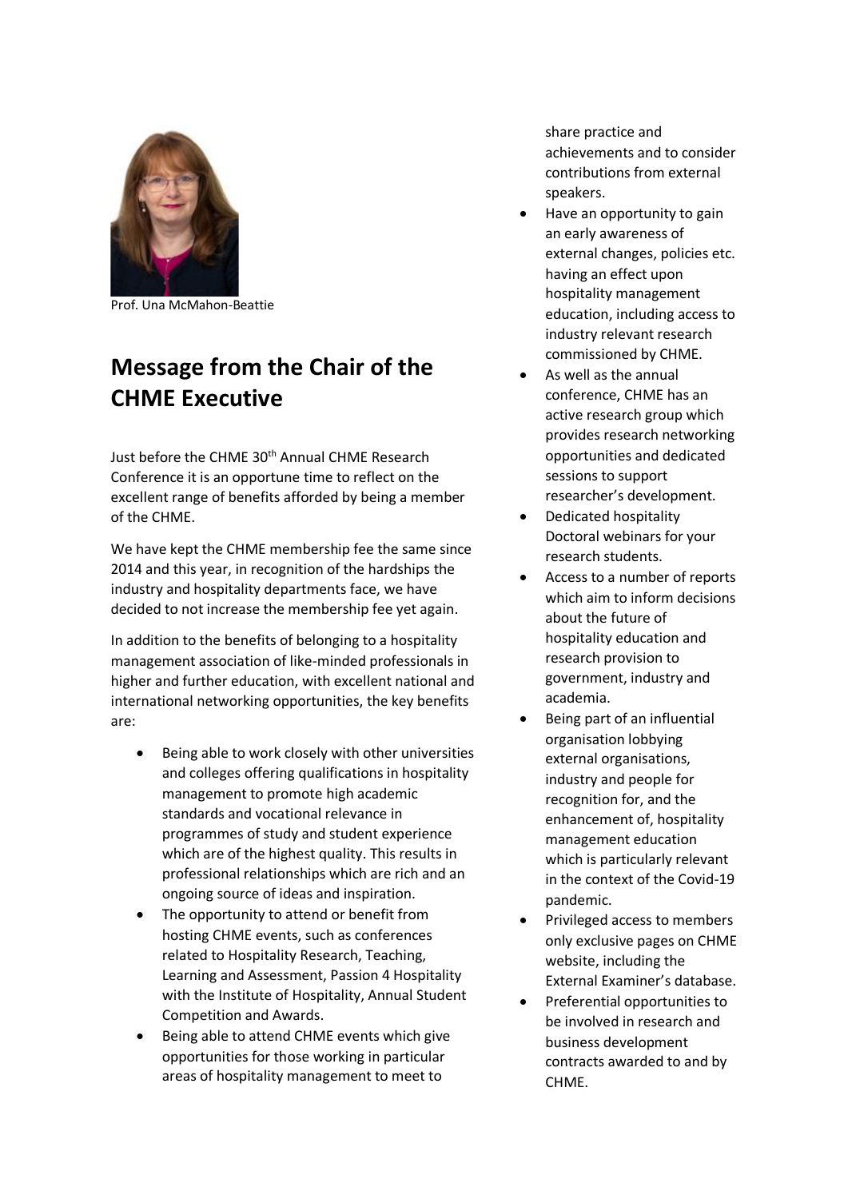Prof. Una McMahon-Beattie

## Message from the Chair of the CHME Executive

Just before the CHME 30th Annual CHME Research Conference it is an opportune time to reflect on the excellent range of benefits afforded by being a member of the CHME.

We have kept the CHME membership fee the same since 2014 and this year, in recognition of the hardships the industry and hospitality departments face, we have decided to not increase the membership fee yet again.

In addition to the benefits of belonging to a hospitality management association of like-minded professionals in higher and further education, with excellent national and international networking opportunities, the key benefits are:

- Being able to work closely with other universities and colleges offering qualifications in hospitality management to promote high academic standards and vocational relevance in programmes of study and student experience which are of the highest quality. This results in professional relationships which are rich and an ongoing source of ideas and inspiration.
- The opportunity to attend or benefit from hosting CHME events, such as conferences related to Hospitality Research, Teaching, Learning and Assessment, Passion 4 Hospitality with the Institute of Hospitality, Annual Student Competition and Awards.
- Being able to attend CHME events which give opportunities for those working in particular areas of hospitality management to meet to share practice and achievements and to consider contributions from external speakers.
- Have an opportunity to gain an early awareness of external changes, policies etc. having an effect upon hospitality management education, including access to industry relevant research commissioned by CHME.
- As well as the annual conference, CHME has an active research group which provides research networking opportunities and dedicated sessions to support researcher's development.
- Dedicated hospitality Doctoral webinars for your research students.
- Access to a number of reports which aim to inform decisions about the future of hospitality education and research provision to government, industry and academia.
- Being part of an influential organisation lobbying external organisations, industry and people for recognition for, and the enhancement of, hospitality management education which is particularly relevant in the context of the Covid-19 pandemic.
- Privileged access to members only exclusive pages on CHME website, including the External Examiner's database.
- Preferential opportunities to be involved in research and business development contracts awarded to and by CHME.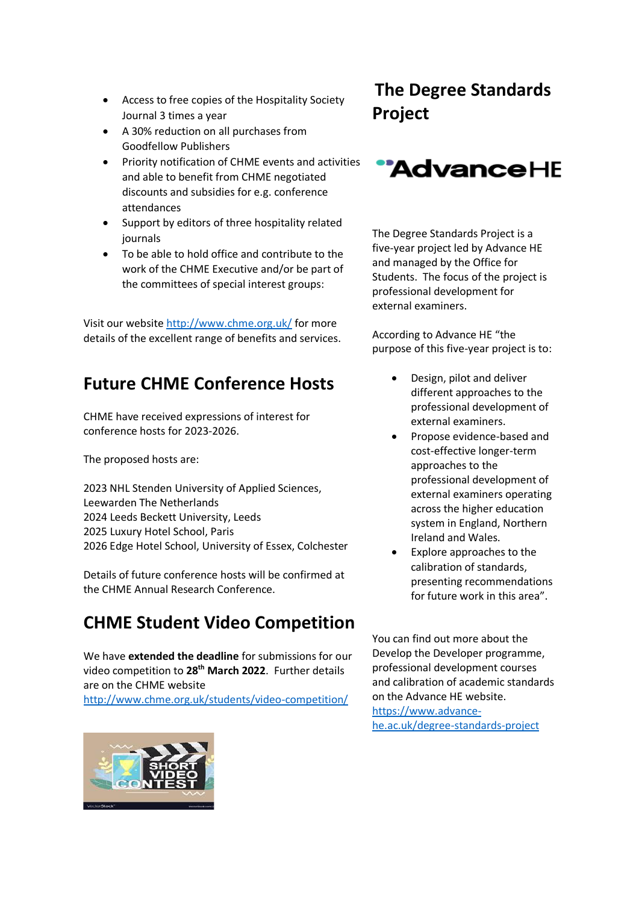- Access to free copies of the Hospitality Society Journal 3 times a year
- A 30% reduction on all purchases from Goodfellow Publishers
- Priority notification of CHME events and activities and able to benefit from CHME negotiated discounts and subsidies for e.g. conference attendances
- Support by editors of three hospitality related journals
- To be able to hold office and contribute to the work of the CHME Executive and/or be part of the committees of special interest groups:

Visit our website http://www.chme.org.uk/ for more details of the excellent range of benefits and services.

## Future CHME Conference Hosts

CHME have received expressions of interest for conference hosts for 2023-2026.

The proposed hosts are:

2023 NHL Stenden University of Applied Sciences, Leewarden The Netherlands
2024 Leeds Beckett University, Leeds
2025 Luxury Hotel School, Paris
2026 Edge Hotel School, University of Essex, Colchester

Details of future conference hosts will be confirmed at the CHME Annual Research Conference.

## CHME Student Video Competition

We have **extended the deadline** for submissions for our video competition to **28th March 2022**. Further details are on the CHME website http://www.chme.org.uk/students/video-competition/

## The Degree Standards Project

AdvanceHE

The Degree Standards Project is a five-year project led by Advance HE and managed by the Office for Students. The focus of the project is professional development for external examiners.

According to Advance HE "the purpose of this five-year project is to:

- Design, pilot and deliver different approaches to the professional development of external examiners.
- Propose evidence-based and cost-effective longer-term approaches to the professional development of external examiners operating across the higher education system in England, Northern Ireland and Wales.
- Explore approaches to the calibration of standards, presenting recommendations for future work in this area".

You can find out more about the Develop the Developer programme, professional development courses and calibration of academic standards on the Advance HE website. https://www.advance-he.ac.uk/degree-standards-project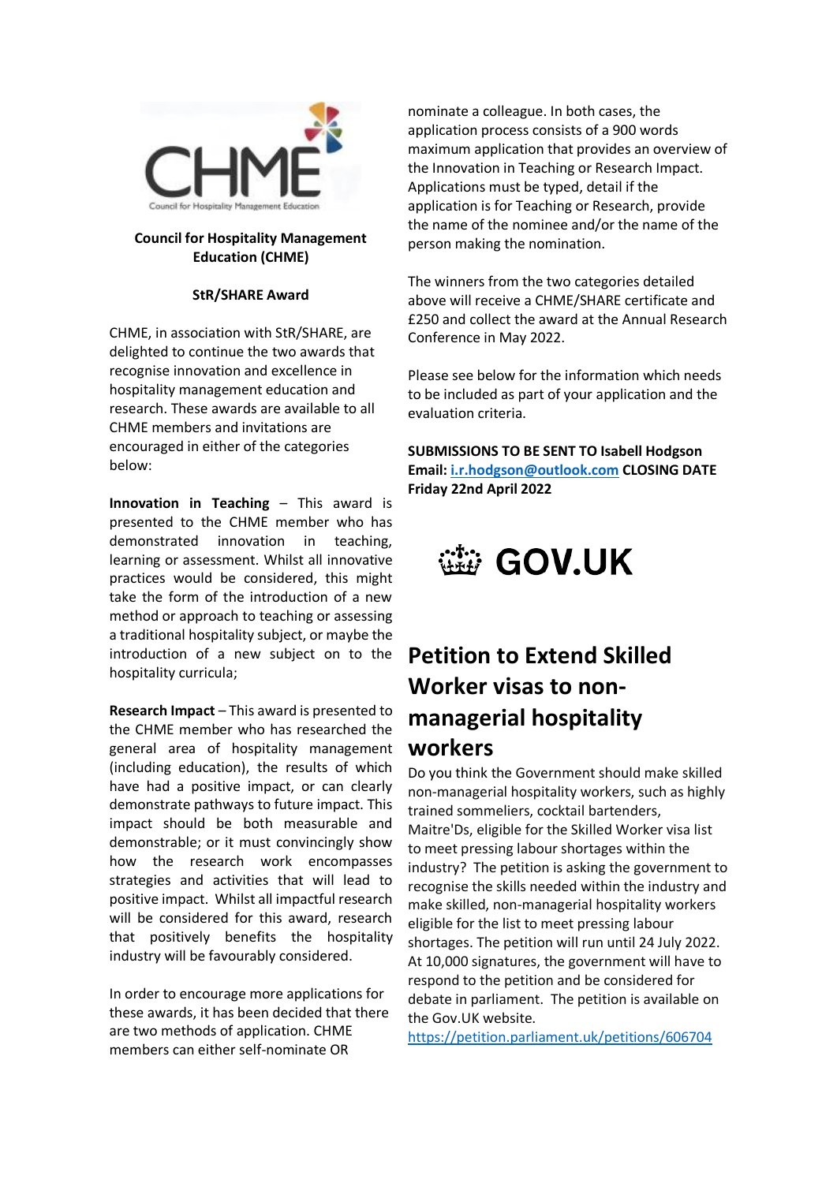Council for Hospitality Management Education

**Council for Hospitality Management Education (CHME)**

**StR/SHARE Award**

CHME, in association with StR/SHARE, are delighted to continue the two awards that recognise innovation and excellence in hospitality management education and research. These awards are available to all CHME members and invitations are encouraged in either of the categories below:

**Innovation in Teaching** – This award is presented to the CHME member who has demonstrated innovation in teaching, learning or assessment. Whilst all innovative practices would be considered, this might take the form of the introduction of a new method or approach to teaching or assessing a traditional hospitality subject, or maybe the introduction of a new subject on to the hospitality curricula;

**Research Impact** – This award is presented to the CHME member who has researched the general area of hospitality management (including education), the results of which have had a positive impact, or can clearly demonstrate pathways to future impact. This impact should be both measurable and demonstrable; or it must convincingly show how the research work encompasses strategies and activities that will lead to positive impact. Whilst all impactful research will be considered for this award, research that positively benefits the hospitality industry will be favourably considered.

In order to encourage more applications for these awards, it has been decided that there are two methods of application. CHME members can either self-nominate OR nominate a colleague. In both cases, the application process consists of a 900 words maximum application that provides an overview of the Innovation in Teaching or Research Impact. Applications must be typed, detail if the application is for Teaching or Research, provide the name of the nominee and/or the name of the person making the nomination.

The winners from the two categories detailed above will receive a CHME/SHARE certificate and £250 and collect the award at the Annual Research Conference in May 2022.

Please see below for the information which needs to be included as part of your application and the evaluation criteria.

**SUBMISSIONS TO BE SENT TO Isabell Hodgson Email: i.r.hodgson@outlook.com CLOSING DATE Friday 22nd April 2022**

GOV.UK

## Petition to Extend Skilled Worker visas to non-managerial hospitality workers

Do you think the Government should make skilled non-managerial hospitality workers, such as highly trained sommeliers, cocktail bartenders, Maitre'Ds, eligible for the Skilled Worker visa list to meet pressing labour shortages within the industry? The petition is asking the government to recognise the skills needed within the industry and make skilled, non-managerial hospitality workers eligible for the list to meet pressing labour shortages. The petition will run until 24 July 2022. At 10,000 signatures, the government will have to respond to the petition and be considered for debate in parliament. The petition is available on the Gov.UK website.
https://petition.parliament.uk/petitions/606704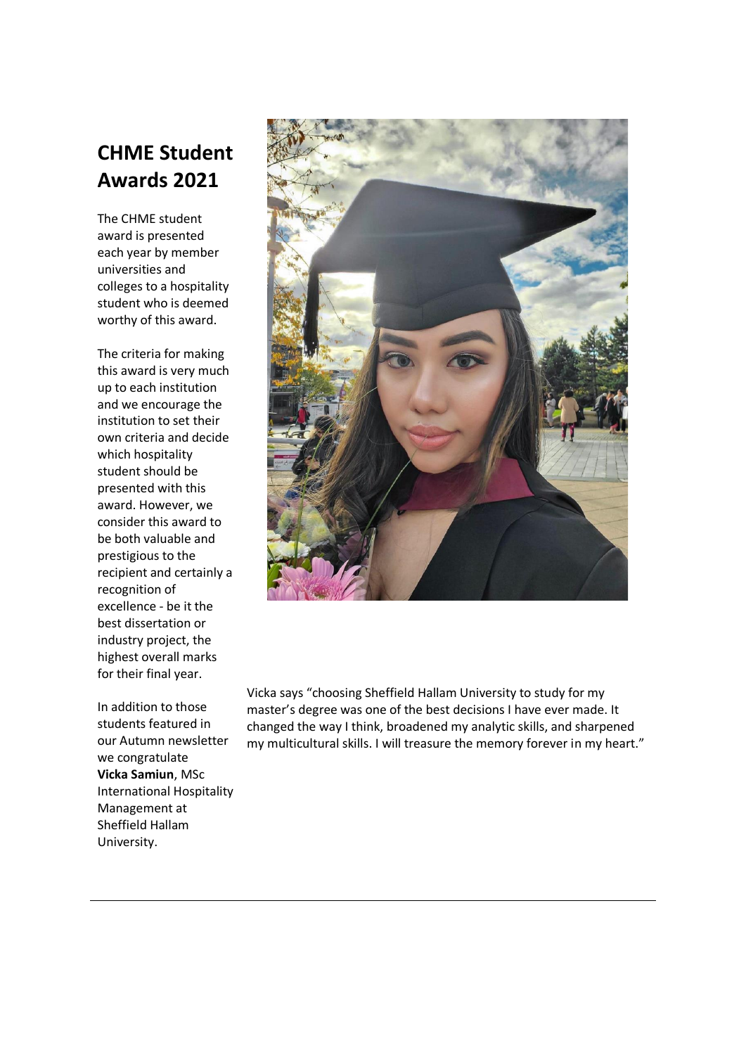# CHME Student Awards 2021

The CHME student award is presented each year by member universities and colleges to a hospitality student who is deemed worthy of this award.

The criteria for making this award is very much up to each institution and we encourage the institution to set their own criteria and decide which hospitality student should be presented with this award. However, we consider this award to be both valuable and prestigious to the recipient and certainly a recognition of excellence - be it the best dissertation or industry project, the highest overall marks for their final year.

In addition to those students featured in our Autumn newsletter we congratulate **Vicka Samiun**, MSc International Hospitality Management at Sheffield Hallam University.

Vicka says "choosing Sheffield Hallam University to study for my master's degree was one of the best decisions I have ever made. It changed the way I think, broadened my analytic skills, and sharpened my multicultural skills. I will treasure the memory forever in my heart."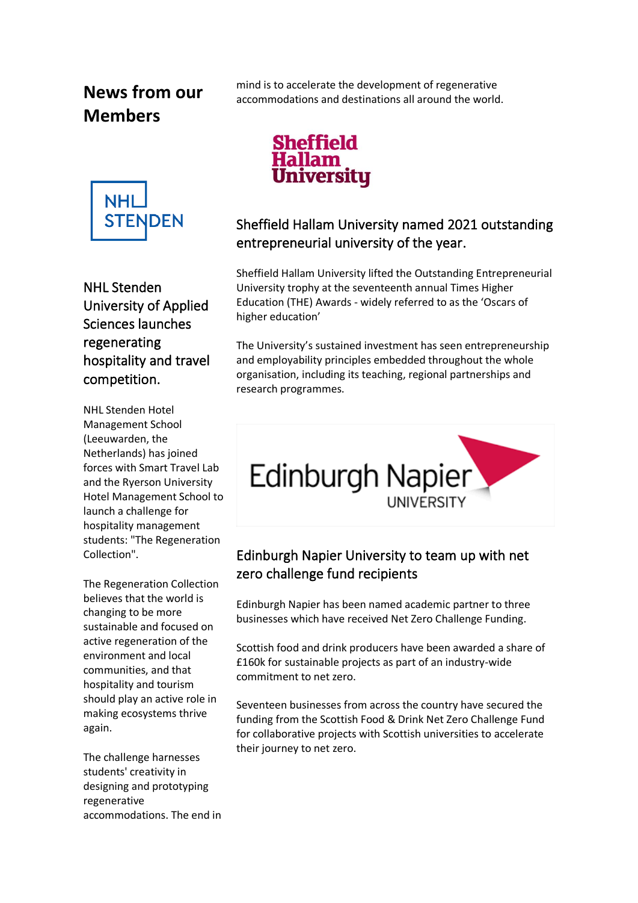## News from our Members

### NHL Stenden University of Applied Sciences launches regenerating hospitality and travel competition.

NHL Stenden Hotel Management School (Leeuwarden, the Netherlands) has joined forces with Smart Travel Lab and the Ryerson University Hotel Management School to launch a challenge for hospitality management students: "The Regeneration Collection".

The Regeneration Collection believes that the world is changing to be more sustainable and focused on active regeneration of the environment and local communities, and that hospitality and tourism should play an active role in making ecosystems thrive again.

The challenge harnesses students' creativity in designing and prototyping regenerative accommodations. The end in mind is to accelerate the development of regenerative accommodations and destinations all around the world.

### Sheffield Hallam University named 2021 outstanding entrepreneurial university of the year.

Sheffield Hallam University lifted the Outstanding Entrepreneurial University trophy at the seventeenth annual Times Higher Education (THE) Awards - widely referred to as the 'Oscars of higher education'

The University's sustained investment has seen entrepreneurship and employability principles embedded throughout the whole organisation, including its teaching, regional partnerships and research programmes.

### Edinburgh Napier University to team up with net zero challenge fund recipients

Edinburgh Napier has been named academic partner to three businesses which have received Net Zero Challenge Funding.

Scottish food and drink producers have been awarded a share of £160k for sustainable projects as part of an industry-wide commitment to net zero.

Seventeen businesses from across the country have secured the funding from the Scottish Food & Drink Net Zero Challenge Fund for collaborative projects with Scottish universities to accelerate their journey to net zero.